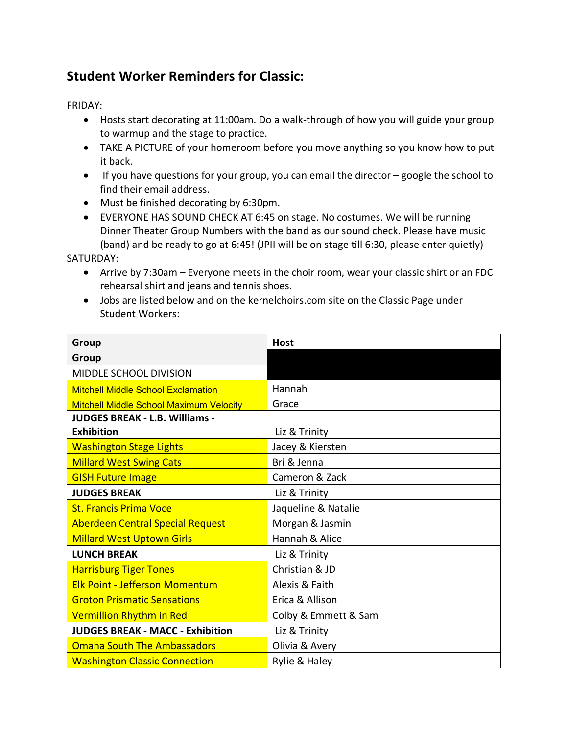## Student Worker Reminders for Classic:

FRIDAY:

- Hosts start decorating at 11:00am. Do a walk-through of how you will guide your group to warmup and the stage to practice.
- TAKE A PICTURE of your homeroom before you move anything so you know how to put it back.
- If you have questions for your group, you can email the director – google the school to find their email address.
- Must be finished decorating by 6:30pm.
- EVERYONE HAS SOUND CHECK AT 6:45 on stage. No costumes. We will be running Dinner Theater Group Numbers with the band as our sound check. Please have music (band) and be ready to go at 6:45! (JPII will be on stage till 6:30, please enter quietly)

SATURDAY:

- Arrive by 7:30am – Everyone meets in the choir room, wear your classic shirt or an FDC rehearsal shirt and jeans and tennis shoes.
- Jobs are listed below and on the kernelchoirs.com site on the Classic Page under Student Workers:

| Group | Host |
| --- | --- |
| **Group** | |
| MIDDLE SCHOOL DIVISION | |
| Mitchell Middle School Exclamation | Hannah |
| Mitchell Middle School Maximum Velocity | Grace |
| **JUDGES BREAK - L.B. Williams - Exhibition** | Liz & Trinity |
| Washington Stage Lights | Jacey & Kiersten |
| Millard West Swing Cats | Bri & Jenna |
| GISH Future Image | Cameron & Zack |
| **JUDGES BREAK** | Liz & Trinity |
| St. Francis Prima Voce | Jaqueline & Natalie |
| Aberdeen Central Special Request | Morgan & Jasmin |
| Millard West Uptown Girls | Hannah & Alice |
| **LUNCH BREAK** | Liz & Trinity |
| Harrisburg Tiger Tones | Christian & JD |
| Elk Point - Jefferson Momentum | Alexis & Faith |
| Groton Prismatic Sensations | Erica & Allison |
| Vermillion Rhythm in Red | Colby & Emmett & Sam |
| **JUDGES BREAK - MACC - Exhibition** | Liz & Trinity |
| Omaha South The Ambassadors | Olivia & Avery |
| Washington Classic Connection | Rylie & Haley |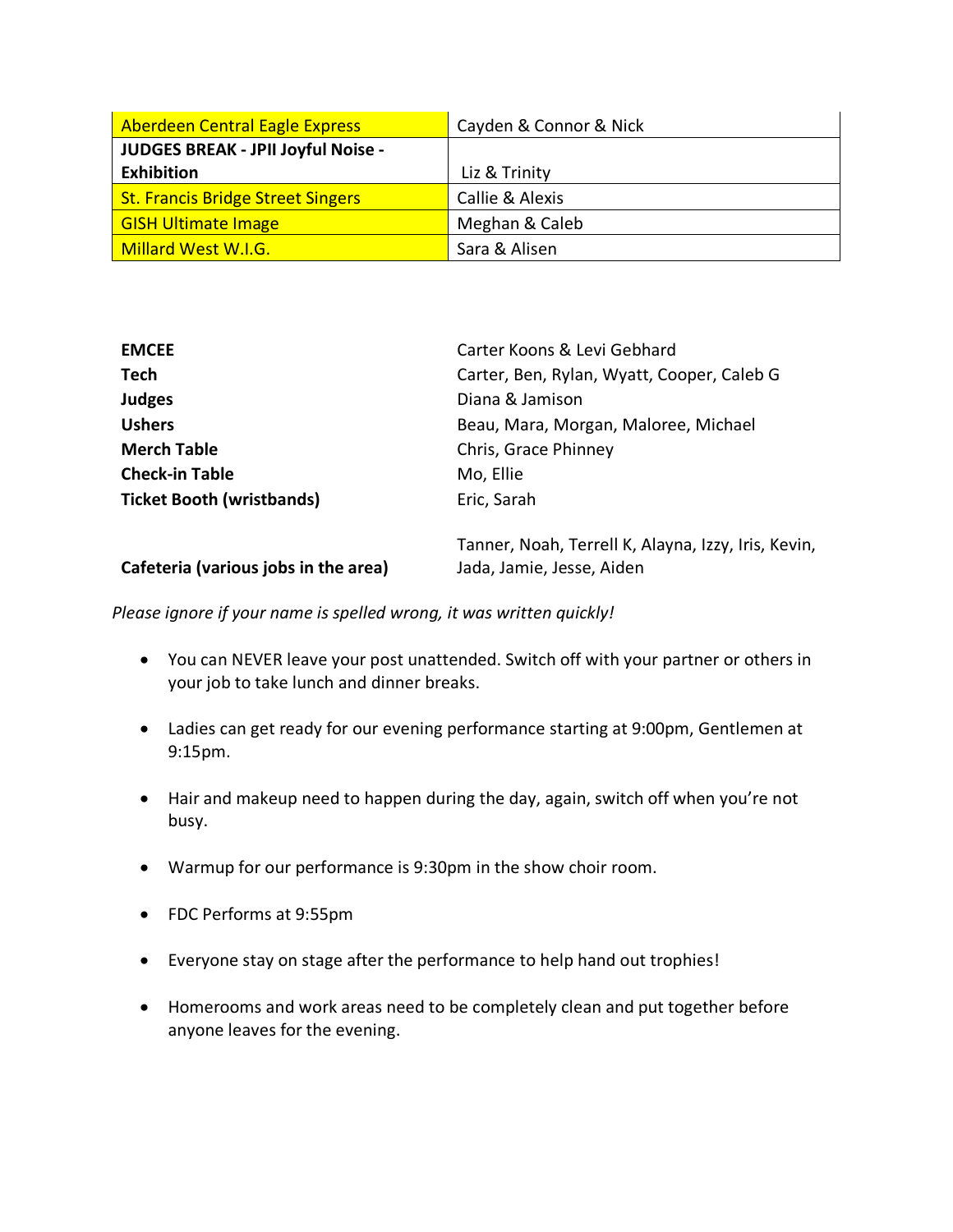| Aberdeen Central Eagle Express | Cayden & Connor & Nick |
|---|---|
| **JUDGES BREAK - JPII Joyful Noise - Exhibition** | Liz & Trinity |
| St. Francis Bridge Street Singers | Callie & Alexis |
| GISH Ultimate Image | Meghan & Caleb |
| Millard West W.I.G. | Sara & Alisen |

| | |
|---|---|
| **EMCEE** | Carter Koons & Levi Gebhard |
| **Tech** | Carter, Ben, Rylan, Wyatt, Cooper, Caleb G |
| **Judges** | Diana & Jamison |
| **Ushers** | Beau, Mara, Morgan, Maloree, Michael |
| **Merch Table** | Chris, Grace Phinney |
| **Check-in Table** | Mo, Ellie |
| **Ticket Booth (wristbands)** | Eric, Sarah |
| **Cafeteria (various jobs in the area)** | Tanner, Noah, Terrell K, Alayna, Izzy, Iris, Kevin, Jada, Jamie, Jesse, Aiden |

*Please ignore if your name is spelled wrong, it was written quickly!*

- You can NEVER leave your post unattended. Switch off with your partner or others in your job to take lunch and dinner breaks.
- Ladies can get ready for our evening performance starting at 9:00pm, Gentlemen at 9:15pm.
- Hair and makeup need to happen during the day, again, switch off when you're not busy.
- Warmup for our performance is 9:30pm in the show choir room.
- FDC Performs at 9:55pm
- Everyone stay on stage after the performance to help hand out trophies!
- Homerooms and work areas need to be completely clean and put together before anyone leaves for the evening.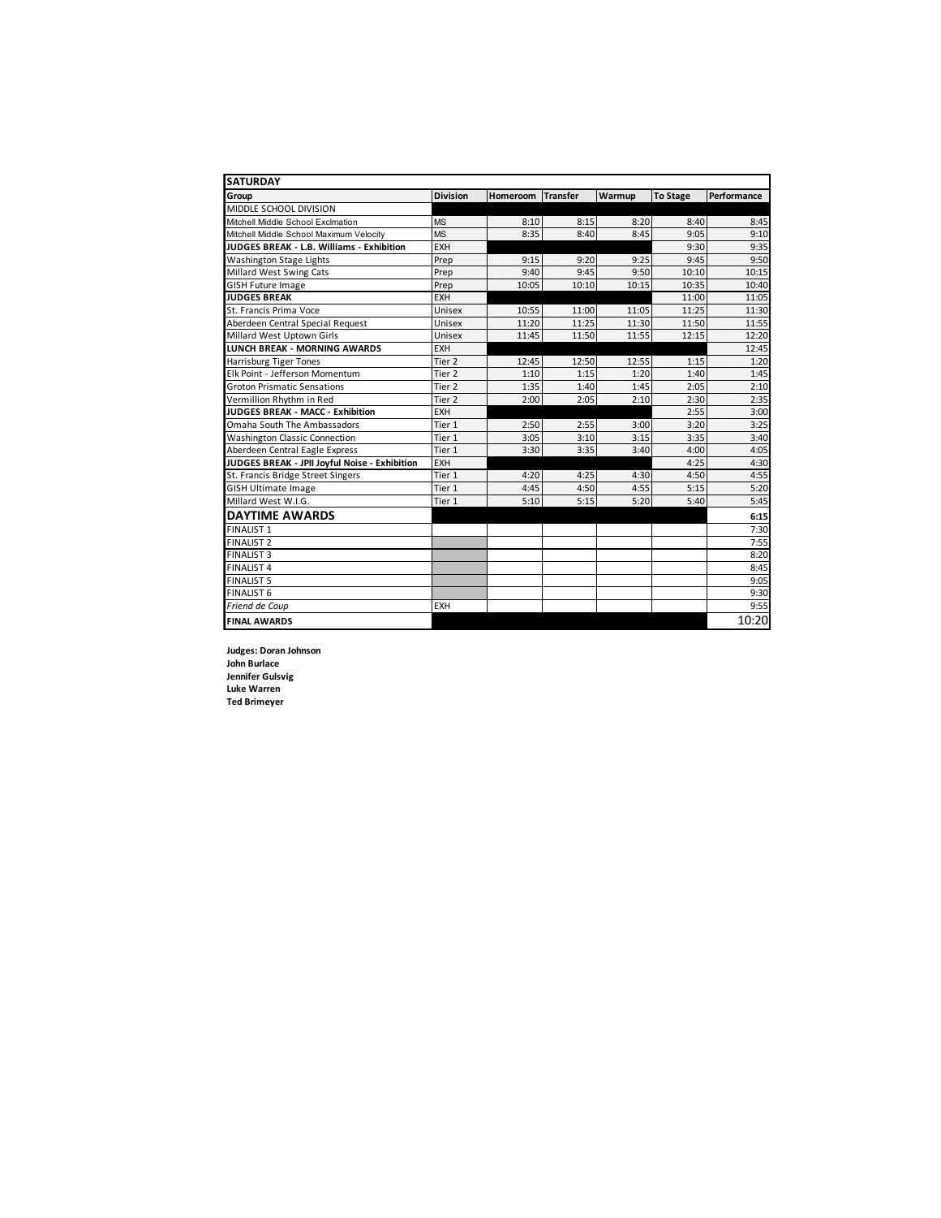| SATURDAY | | | | | | |
|---|---|---|---|---|---|---|
| **Group** | **Division** | **Homeroom** | **Transfer** | **Warmup** | **To Stage** | **Performance** |
| MIDDLE SCHOOL DIVISION | | | | | | |
| Mitchell Middle School Exclmation | MS | 8:10 | 8:15 | 8:20 | 8:40 | 8:45 |
| Mitchell Middle School Maximum Velocity | MS | 8:35 | 8:40 | 8:45 | 9:05 | 9:10 |
| **JUDGES BREAK - L.B. Williams - Exhibition** | EXH | | | | 9:30 | 9:35 |
| Washington Stage Lights | Prep | 9:15 | 9:20 | 9:25 | 9:45 | 9:50 |
| Millard West Swing Cats | Prep | 9:40 | 9:45 | 9:50 | 10:10 | 10:15 |
| GISH Future Image | Prep | 10:05 | 10:10 | 10:15 | 10:35 | 10:40 |
| **JUDGES BREAK** | EXH | | | | 11:00 | 11:05 |
| St. Francis Prima Voce | Unisex | 10:55 | 11:00 | 11:05 | 11:25 | 11:30 |
| Aberdeen Central Special Request | Unisex | 11:20 | 11:25 | 11:30 | 11:50 | 11:55 |
| Millard West Uptown Girls | Unisex | 11:45 | 11:50 | 11:55 | 12:15 | 12:20 |
| **LUNCH BREAK - MORNING AWARDS** | EXH | | | | | 12:45 |
| Harrisburg Tiger Tones | Tier 2 | 12:45 | 12:50 | 12:55 | 1:15 | 1:20 |
| Elk Point - Jefferson Momentum | Tier 2 | 1:10 | 1:15 | 1:20 | 1:40 | 1:45 |
| Groton Prismatic Sensations | Tier 2 | 1:35 | 1:40 | 1:45 | 2:05 | 2:10 |
| Vermillion Rhythm in Red | Tier 2 | 2:00 | 2:05 | 2:10 | 2:30 | 2:35 |
| **JUDGES BREAK - MACC - Exhibition** | EXH | | | | 2:55 | 3:00 |
| Omaha South The Ambassadors | Tier 1 | 2:50 | 2:55 | 3:00 | 3:20 | 3:25 |
| Washington Classic Connection | Tier 1 | 3:05 | 3:10 | 3:15 | 3:35 | 3:40 |
| Aberdeen Central Eagle Express | Tier 1 | 3:30 | 3:35 | 3:40 | 4:00 | 4:05 |
| **JUDGES BREAK - JPII Joyful Noise - Exhibition** | EXH | | | | 4:25 | 4:30 |
| St. Francis Bridge Street Singers | Tier 1 | 4:20 | 4:25 | 4:30 | 4:50 | 4:55 |
| GISH Ultimate Image | Tier 1 | 4:45 | 4:50 | 4:55 | 5:15 | 5:20 |
| Millard West W.I.G. | Tier 1 | 5:10 | 5:15 | 5:20 | 5:40 | 5:45 |
| **DAYTIME AWARDS** | | | | | | **6:15** |
| FINALIST 1 | | | | | | 7:30 |
| FINALIST 2 | | | | | | 7:55 |
| FINALIST 3 | | | | | | 8:20 |
| FINALIST 4 | | | | | | 8:45 |
| FINALIST 5 | | | | | | 9:05 |
| FINALIST 6 | | | | | | 9:30 |
| *Friend de Coup* | EXH | | | | | 9:55 |
| **FINAL AWARDS** | | | | | | 10:20 |

**Judges: Doran Johnson**
**John Burlace**
**Jennifer Gulsvig**
**Luke Warren**
**Ted Brimeyer**